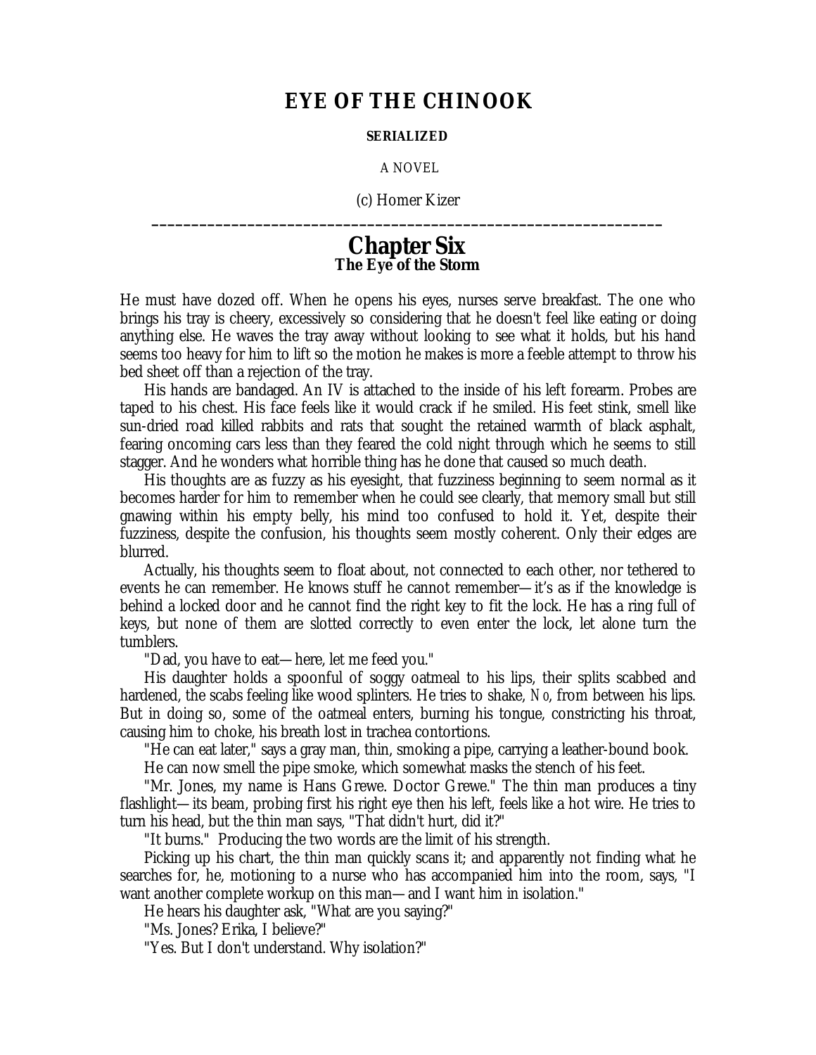# EYE OF THE CHINOOK

**SERIALIZED**

A NOVEL

(c) Homer Kizer

---

## Chapter Six
### The Eye of the Storm

He must have dozed off. When he opens his eyes, nurses serve breakfast. The one who brings his tray is cheery, excessively so considering that he doesn't feel like eating or doing anything else. He waves the tray away without looking to see what it holds, but his hand seems too heavy for him to lift so the motion he makes is more a feeble attempt to throw his bed sheet off than a rejection of the tray.

His hands are bandaged. An IV is attached to the inside of his left forearm. Probes are taped to his chest. His face feels like it would crack if he smiled. His feet stink, smell like sun-dried road killed rabbits and rats that sought the retained warmth of black asphalt, fearing oncoming cars less than they feared the cold night through which he seems to still stagger. And he wonders what horrible thing has he done that caused so much death.

His thoughts are as fuzzy as his eyesight, that fuzziness beginning to seem normal as it becomes harder for him to remember when he could see clearly, that memory small but still gnawing within his empty belly, his mind too confused to hold it. Yet, despite their fuzziness, despite the confusion, his thoughts seem mostly coherent. Only their edges are blurred.

Actually, his thoughts seem to float about, not connected to each other, nor tethered to events he can remember. He knows stuff he cannot remember—it's as if the knowledge is behind a locked door and he cannot find the right key to fit the lock. He has a ring full of keys, but none of them are slotted correctly to even enter the lock, let alone turn the tumblers.

"Dad, you have to eat—here, let me feed you."

His daughter holds a spoonful of soggy oatmeal to his lips, their splits scabbed and hardened, the scabs feeling like wood splinters. He tries to shake, *No*, from between his lips. But in doing so, some of the oatmeal enters, burning his tongue, constricting his throat, causing him to choke, his breath lost in trachea contortions.

"He can eat later," says a gray man, thin, smoking a pipe, carrying a leather-bound book.

He can now smell the pipe smoke, which somewhat masks the stench of his feet.

"Mr. Jones, my name is Hans Grewe. Doctor Grewe." The thin man produces a tiny flashlight—its beam, probing first his right eye then his left, feels like a hot wire. He tries to turn his head, but the thin man says, "That didn't hurt, did it?"

"It burns." Producing the two words are the limit of his strength.

Picking up his chart, the thin man quickly scans it; and apparently not finding what he searches for, he, motioning to a nurse who has accompanied him into the room, says, "I want another complete workup on this man—and I want him in isolation."

He hears his daughter ask, "What are you saying?"

"Ms. Jones? Erika, I believe?"

"Yes. But I don't understand. Why isolation?"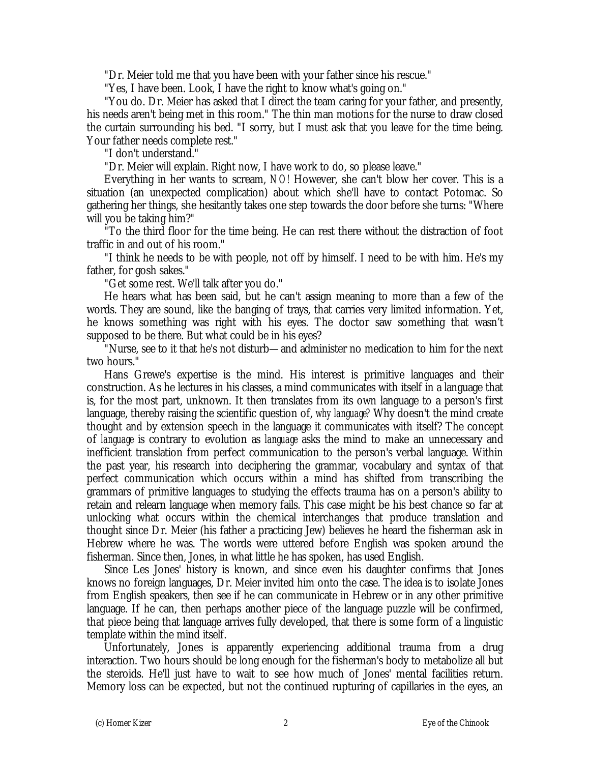"Dr. Meier told me that you have been with your father since his rescue."

"Yes, I have been. Look, I have the right to know what's going on."

"You do. Dr. Meier has asked that I direct the team caring for your father, and presently, his needs aren't being met in this room." The thin man motions for the nurse to draw closed the curtain surrounding his bed. "I sorry, but I must ask that you leave for the time being. Your father needs complete rest."

"I don't understand."

"Dr. Meier will explain. Right now, I have work to do, so please leave."

Everything in her wants to scream, *NO!* However, she can't blow her cover. This is a situation (an unexpected complication) about which she'll have to contact Potomac. So gathering her things, she hesitantly takes one step towards the door before she turns: "Where will you be taking him?"

"To the third floor for the time being. He can rest there without the distraction of foot traffic in and out of his room."

"I think he needs to be with people, not off by himself. I need to be with him. He's my father, for gosh sakes."

"Get some rest. We'll talk after you do."

He hears what has been said, but he can't assign meaning to more than a few of the words. They are sound, like the banging of trays, that carries very limited information. Yet, he knows something was right with his eyes. The doctor saw something that wasn't supposed to be there. But what could be in his eyes?

"Nurse, see to it that he's not disturb—and administer no medication to him for the next two hours."

Hans Grewe's expertise is the mind. His interest is primitive languages and their construction. As he lectures in his classes, a mind communicates with itself in a language that is, for the most part, unknown. It then translates from its own language to a person's first language, thereby raising the scientific question of, *why language?* Why doesn't the mind create thought and by extension speech in the language it communicates with itself? The concept of *language* is contrary to evolution as *language* asks the mind to make an unnecessary and inefficient translation from perfect communication to the person's verbal language. Within the past year, his research into deciphering the grammar, vocabulary and syntax of that perfect communication which occurs within a mind has shifted from transcribing the grammars of primitive languages to studying the effects trauma has on a person's ability to retain and relearn language when memory fails. This case might be his best chance so far at unlocking what occurs within the chemical interchanges that produce translation and thought since Dr. Meier (his father a practicing Jew) believes he heard the fisherman ask in Hebrew where he was. The words were uttered before English was spoken around the fisherman. Since then, Jones, in what little he has spoken, has used English.

Since Les Jones' history is known, and since even his daughter confirms that Jones knows no foreign languages, Dr. Meier invited him onto the case. The idea is to isolate Jones from English speakers, then see if he can communicate in Hebrew or in any other primitive language. If he can, then perhaps another piece of the language puzzle will be confirmed, that piece being that language arrives fully developed, that there is some form of a linguistic template within the mind itself.

Unfortunately, Jones is apparently experiencing additional trauma from a drug interaction. Two hours should be long enough for the fisherman's body to metabolize all but the steroids. He'll just have to wait to see how much of Jones' mental facilities return. Memory loss can be expected, but not the continued rupturing of capillaries in the eyes, an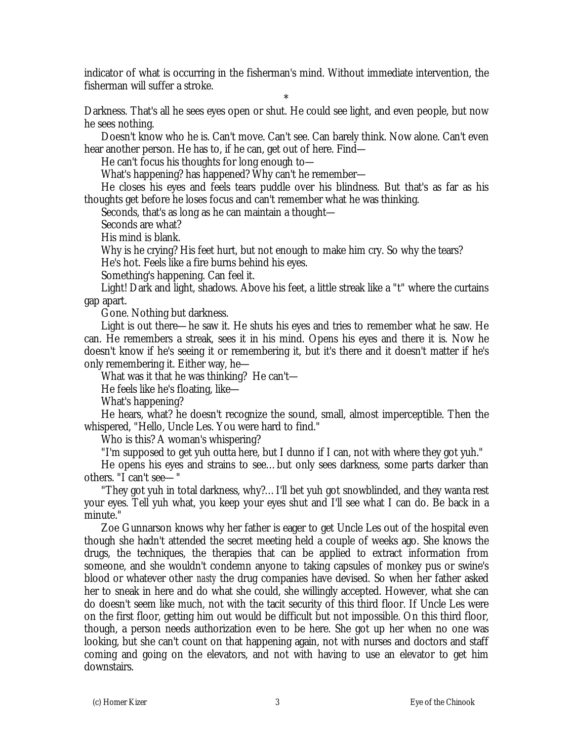indicator of what is occurring in the fisherman's mind. Without immediate intervention, the fisherman will suffer a stroke.

*

Darkness. That's all he sees eyes open or shut. He could see light, and even people, but now he sees nothing.

Doesn't know who he is. Can't move. Can't see. Can barely think. Now alone. Can't even hear another person. He has to, if he can, get out of here. Find—

He can't focus his thoughts for long enough to—

What's happening? has happened? Why can't he remember—

He closes his eyes and feels tears puddle over his blindness. But that's as far as his thoughts get before he loses focus and can't remember what he was thinking.

Seconds, that's as long as he can maintain a thought—

Seconds are what?

His mind is blank.

Why is he crying? His feet hurt, but not enough to make him cry. So why the tears?

He's hot. Feels like a fire burns behind his eyes.

Something's happening. Can feel it.

Light! Dark and light, shadows. Above his feet, a little streak like a "t" where the curtains gap apart.

Gone. Nothing but darkness.

Light is out there—he saw it. He shuts his eyes and tries to remember what he saw. He can. He remembers a streak, sees it in his mind. Opens his eyes and there it is. Now he doesn't know if he's seeing it or remembering it, but it's there and it doesn't matter if he's only remembering it. Either way, he—

What was it that he was thinking? He can't—

He feels like he's floating, like—

What's happening?

He hears, what? he doesn't recognize the sound, small, almost imperceptible. Then the whispered, "Hello, Uncle Les. You were hard to find."

Who is this? A woman's whispering?

"I'm supposed to get yuh outta here, but I dunno if I can, not with where they got yuh."

He opens his eyes and strains to see… but only sees darkness, some parts darker than others. "I can't see— "

"They got yuh in total darkness, why?… I'll bet yuh got snowblinded, and they wanta rest your eyes. Tell yuh what, you keep your eyes shut and I'll see what I can do. Be back in a minute."

Zoe Gunnarson knows why her father is eager to get Uncle Les out of the hospital even though she hadn't attended the secret meeting held a couple of weeks ago. She knows the drugs, the techniques, the therapies that can be applied to extract information from someone, and she wouldn't condemn anyone to taking capsules of monkey pus or swine's blood or whatever other *nasty* the drug companies have devised. So when her father asked her to sneak in here and do what she could, she willingly accepted. However, what she can do doesn't seem like much, not with the tacit security of this third floor. If Uncle Les were on the first floor, getting him out would be difficult but not impossible. On this third floor, though, a person needs authorization even to be here. She got up her when no one was looking, but she can't count on that happening again, not with nurses and doctors and staff coming and going on the elevators, and not with having to use an elevator to get him downstairs.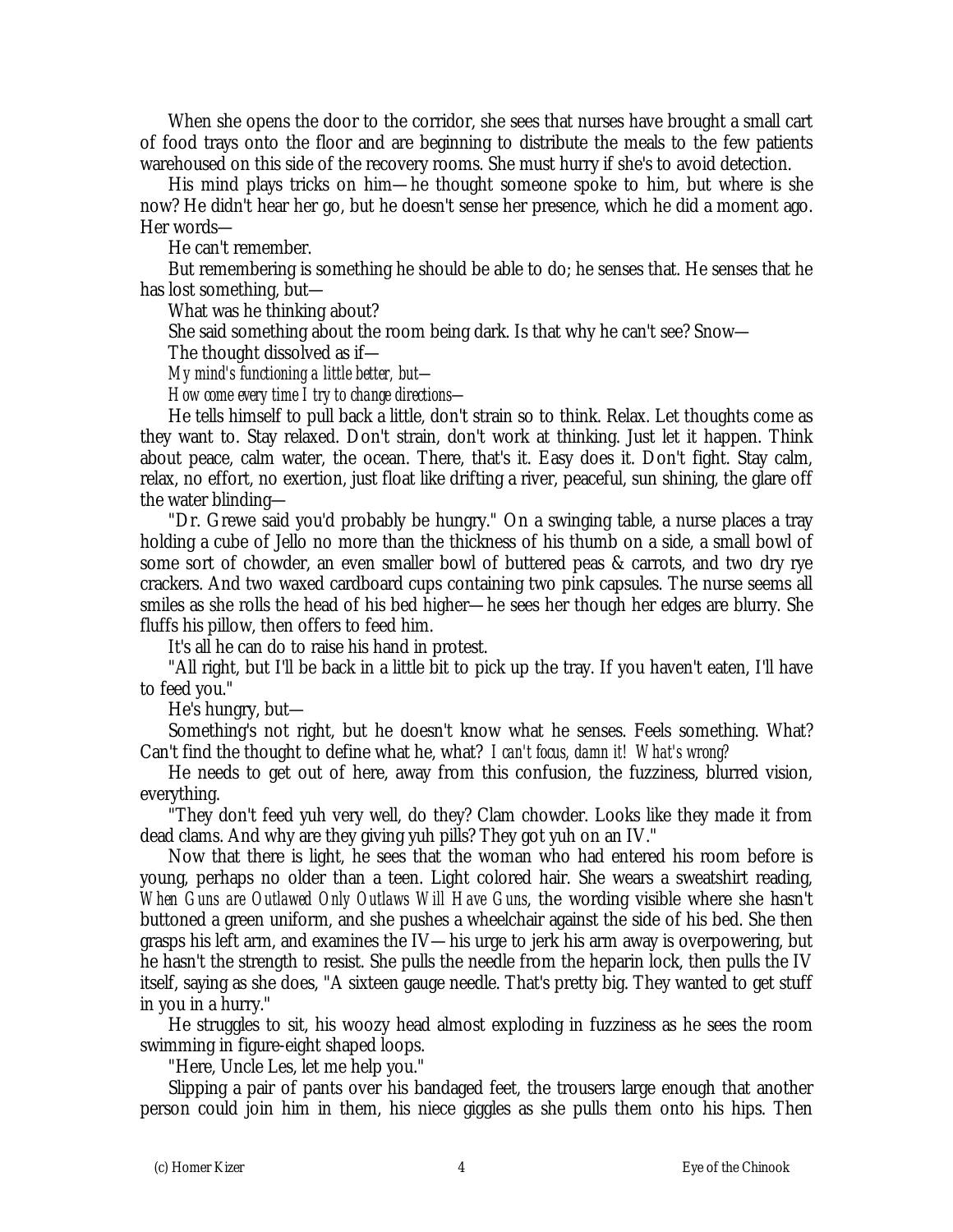When she opens the door to the corridor, she sees that nurses have brought a small cart of food trays onto the floor and are beginning to distribute the meals to the few patients warehoused on this side of the recovery rooms. She must hurry if she's to avoid detection.

His mind plays tricks on him—he thought someone spoke to him, but where is she now? He didn't hear her go, but he doesn't sense her presence, which he did a moment ago. Her words—

He can't remember.

But remembering is something he should be able to do; he senses that. He senses that he has lost something, but—

What was he thinking about?

She said something about the room being dark. Is that why he can't see? Snow—

The thought dissolved as if—

*My mind's functioning a little better, but—*

*How come every time I try to change directions—*

He tells himself to pull back a little, don't strain so to think. Relax. Let thoughts come as they want to. Stay relaxed. Don't strain, don't work at thinking. Just let it happen. Think about peace, calm water, the ocean. There, that's it. Easy does it. Don't fight. Stay calm, relax, no effort, no exertion, just float like drifting a river, peaceful, sun shining, the glare off the water blinding—

"Dr. Grewe said you'd probably be hungry." On a swinging table, a nurse places a tray holding a cube of Jello no more than the thickness of his thumb on a side, a small bowl of some sort of chowder, an even smaller bowl of buttered peas & carrots, and two dry rye crackers. And two waxed cardboard cups containing two pink capsules. The nurse seems all smiles as she rolls the head of his bed higher—he sees her though her edges are blurry. She fluffs his pillow, then offers to feed him.

It's all he can do to raise his hand in protest.

"All right, but I'll be back in a little bit to pick up the tray. If you haven't eaten, I'll have to feed you."

He's hungry, but—

Something's not right, but he doesn't know what he senses. Feels something. What? Can't find the thought to define what he, what? *I can't focus, damn it! What's wrong?*

He needs to get out of here, away from this confusion, the fuzziness, blurred vision, everything.

"They don't feed yuh very well, do they? Clam chowder. Looks like they made it from dead clams. And why are they giving yuh pills? They got yuh on an IV."

Now that there is light, he sees that the woman who had entered his room before is young, perhaps no older than a teen. Light colored hair. She wears a sweatshirt reading, *When Guns are Outlawed Only Outlaws Will Have Guns*, the wording visible where she hasn't buttoned a green uniform, and she pushes a wheelchair against the side of his bed. She then grasps his left arm, and examines the IV—his urge to jerk his arm away is overpowering, but he hasn't the strength to resist. She pulls the needle from the heparin lock, then pulls the IV itself, saying as she does, "A sixteen gauge needle. That's pretty big. They wanted to get stuff in you in a hurry."

He struggles to sit, his woozy head almost exploding in fuzziness as he sees the room swimming in figure-eight shaped loops.

"Here, Uncle Les, let me help you."

Slipping a pair of pants over his bandaged feet, the trousers large enough that another person could join him in them, his niece giggles as she pulls them onto his hips. Then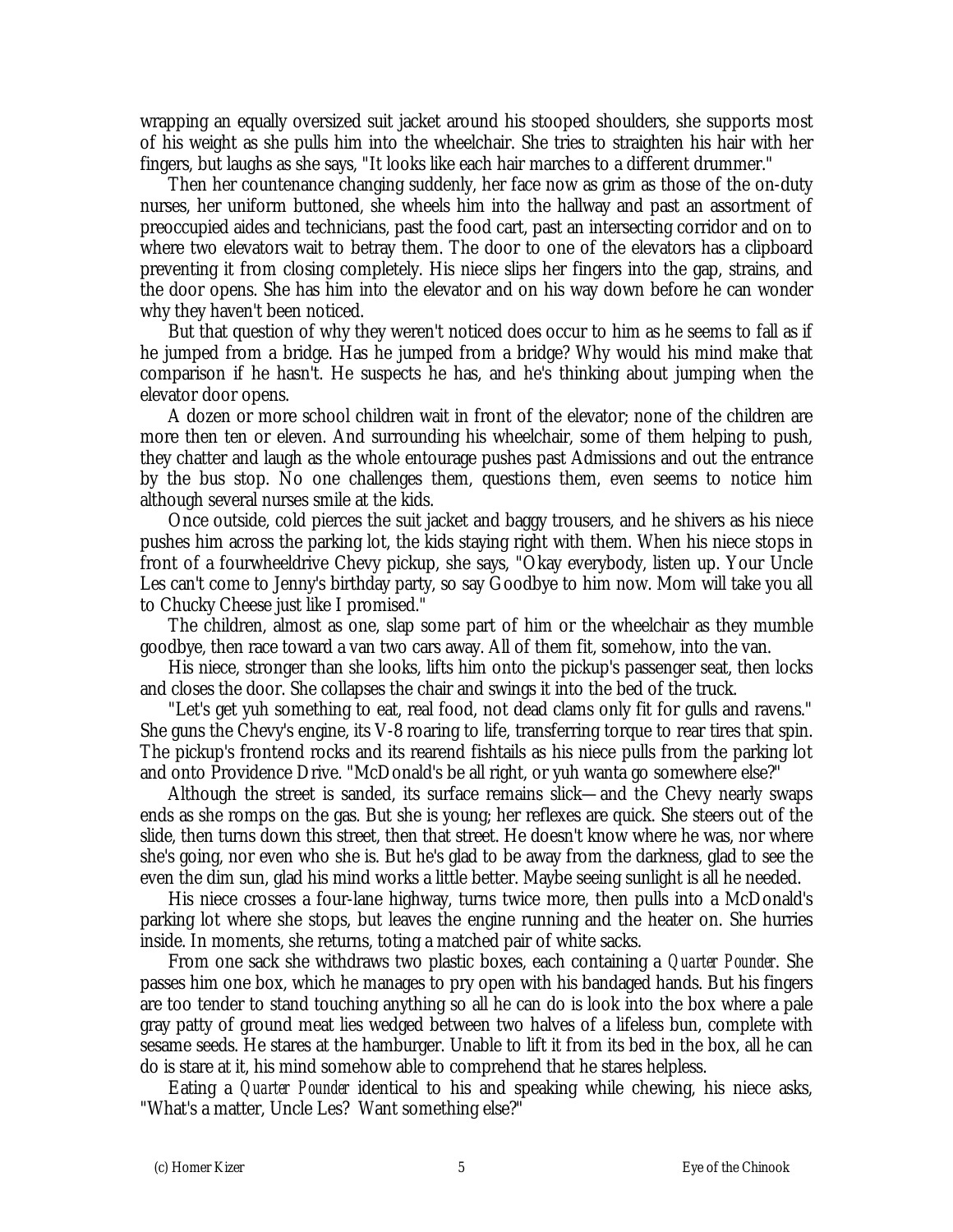wrapping an equally oversized suit jacket around his stooped shoulders, she supports most of his weight as she pulls him into the wheelchair. She tries to straighten his hair with her fingers, but laughs as she says, "It looks like each hair marches to a different drummer."

Then her countenance changing suddenly, her face now as grim as those of the on-duty nurses, her uniform buttoned, she wheels him into the hallway and past an assortment of preoccupied aides and technicians, past the food cart, past an intersecting corridor and on to where two elevators wait to betray them. The door to one of the elevators has a clipboard preventing it from closing completely. His niece slips her fingers into the gap, strains, and the door opens. She has him into the elevator and on his way down before he can wonder why they haven't been noticed.

But that question of why they weren't noticed does occur to him as he seems to fall as if he jumped from a bridge. Has he jumped from a bridge? Why would his mind make that comparison if he hasn't. He suspects he has, and he's thinking about jumping when the elevator door opens.

A dozen or more school children wait in front of the elevator; none of the children are more then ten or eleven. And surrounding his wheelchair, some of them helping to push, they chatter and laugh as the whole entourage pushes past Admissions and out the entrance by the bus stop. No one challenges them, questions them, even seems to notice him although several nurses smile at the kids.

Once outside, cold pierces the suit jacket and baggy trousers, and he shivers as his niece pushes him across the parking lot, the kids staying right with them. When his niece stops in front of a fourwheeldrive Chevy pickup, she says, "Okay everybody, listen up. Your Uncle Les can't come to Jenny's birthday party, so say Goodbye to him now. Mom will take you all to Chucky Cheese just like I promised."

The children, almost as one, slap some part of him or the wheelchair as they mumble goodbye, then race toward a van two cars away. All of them fit, somehow, into the van.

His niece, stronger than she looks, lifts him onto the pickup's passenger seat, then locks and closes the door. She collapses the chair and swings it into the bed of the truck.

"Let's get yuh something to eat, real food, not dead clams only fit for gulls and ravens." She guns the Chevy's engine, its V-8 roaring to life, transferring torque to rear tires that spin. The pickup's frontend rocks and its rearend fishtails as his niece pulls from the parking lot and onto Providence Drive. "McDonald's be all right, or yuh wanta go somewhere else?"

Although the street is sanded, its surface remains slick—and the Chevy nearly swaps ends as she romps on the gas. But she is young; her reflexes are quick. She steers out of the slide, then turns down this street, then that street. He doesn't know where he was, nor where she's going, nor even who she is. But he's glad to be away from the darkness, glad to see the even the dim sun, glad his mind works a little better. Maybe seeing sunlight is all he needed.

His niece crosses a four-lane highway, turns twice more, then pulls into a McDonald's parking lot where she stops, but leaves the engine running and the heater on. She hurries inside. In moments, she returns, toting a matched pair of white sacks.

From one sack she withdraws two plastic boxes, each containing a *Quarter Pounder*. She passes him one box, which he manages to pry open with his bandaged hands. But his fingers are too tender to stand touching anything so all he can do is look into the box where a pale gray patty of ground meat lies wedged between two halves of a lifeless bun, complete with sesame seeds. He stares at the hamburger. Unable to lift it from its bed in the box, all he can do is stare at it, his mind somehow able to comprehend that he stares helpless.

Eating a *Quarter Pounder* identical to his and speaking while chewing, his niece asks, "What's a matter, Uncle Les? Want something else?"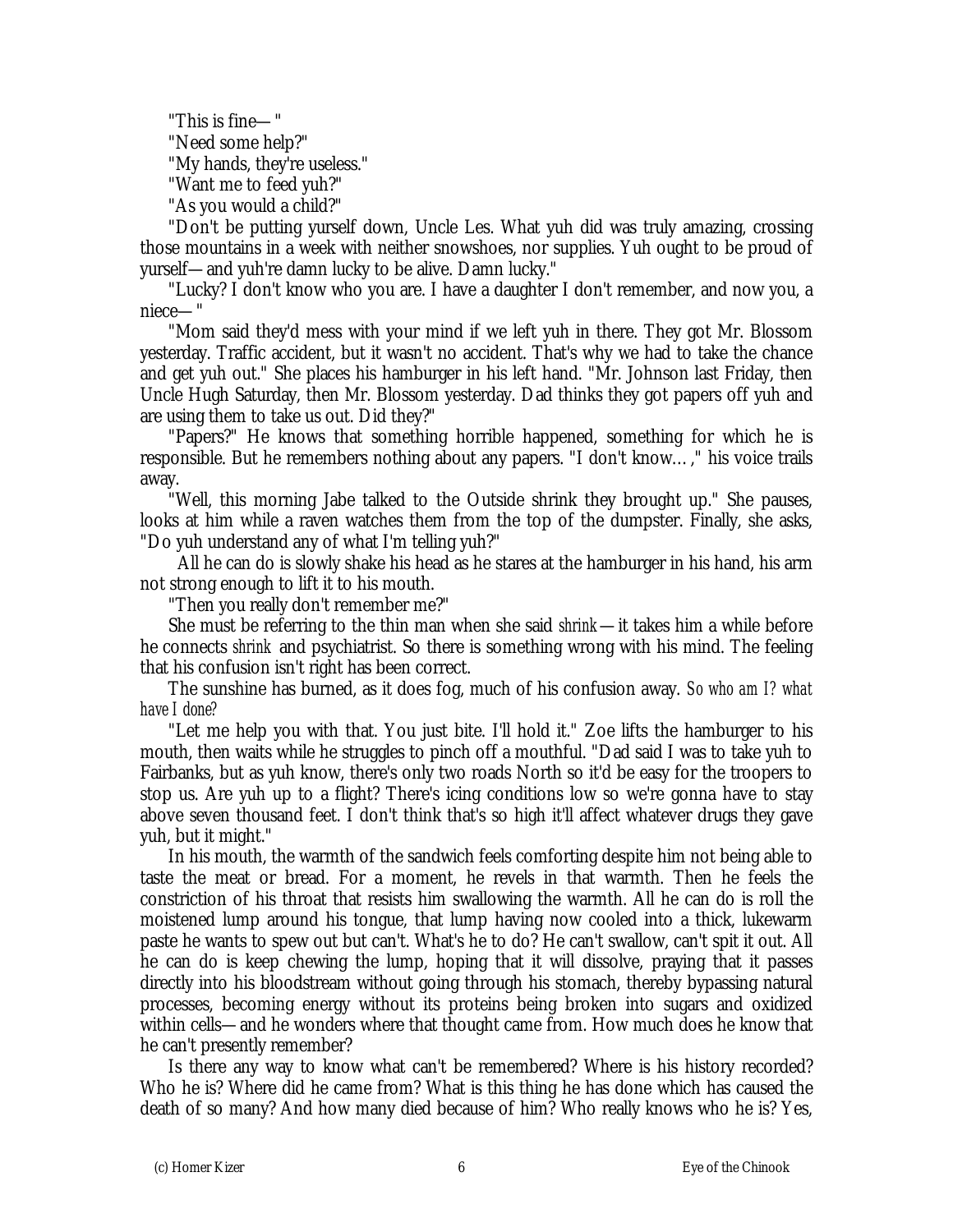"This is fine— "

"Need some help?"

"My hands, they're useless."

"Want me to feed yuh?"

"As you would a child?"

"Don't be putting yurself down, Uncle Les. What yuh did was truly amazing, crossing those mountains in a week with neither snowshoes, nor supplies. Yuh ought to be proud of yurself—and yuh're damn lucky to be alive. Damn lucky."

"Lucky? I don't know who you are. I have a daughter I don't remember, and now you, a niece— "

"Mom said they'd mess with your mind if we left yuh in there. They got Mr. Blossom yesterday. Traffic accident, but it wasn't no accident. That's why we had to take the chance and get yuh out." She places his hamburger in his left hand. "Mr. Johnson last Friday, then Uncle Hugh Saturday, then Mr. Blossom yesterday. Dad thinks they got papers off yuh and are using them to take us out. Did they?"

"Papers?" He knows that something horrible happened, something for which he is responsible. But he remembers nothing about any papers. "I don't know…," his voice trails away.

"Well, this morning Jabe talked to the Outside shrink they brought up." She pauses, looks at him while a raven watches them from the top of the dumpster. Finally, she asks, "Do yuh understand any of what I'm telling yuh?"

All he can do is slowly shake his head as he stares at the hamburger in his hand, his arm not strong enough to lift it to his mouth.

"Then you really don't remember me?"

She must be referring to the thin man when she said *shrink*—it takes him a while before he connects *shrink* and psychiatrist. So there is something wrong with his mind. The feeling that his confusion isn't right has been correct.

The sunshine has burned, as it does fog, much of his confusion away. *So who am I? what have I done?*

"Let me help you with that. You just bite. I'll hold it." Zoe lifts the hamburger to his mouth, then waits while he struggles to pinch off a mouthful. "Dad said I was to take yuh to Fairbanks, but as yuh know, there's only two roads North so it'd be easy for the troopers to stop us. Are yuh up to a flight? There's icing conditions low so we're gonna have to stay above seven thousand feet. I don't think that's so high it'll affect whatever drugs they gave yuh, but it might."

In his mouth, the warmth of the sandwich feels comforting despite him not being able to taste the meat or bread. For a moment, he revels in that warmth. Then he feels the constriction of his throat that resists him swallowing the warmth. All he can do is roll the moistened lump around his tongue, that lump having now cooled into a thick, lukewarm paste he wants to spew out but can't. What's he to do? He can't swallow, can't spit it out. All he can do is keep chewing the lump, hoping that it will dissolve, praying that it passes directly into his bloodstream without going through his stomach, thereby bypassing natural processes, becoming energy without its proteins being broken into sugars and oxidized within cells—and he wonders where that thought came from. How much does he know that he can't presently remember?

Is there any way to know what can't be remembered? Where is his history recorded? Who he is? Where did he came from? What is this thing he has done which has caused the death of so many? And how many died because of him? Who really knows who he is? Yes,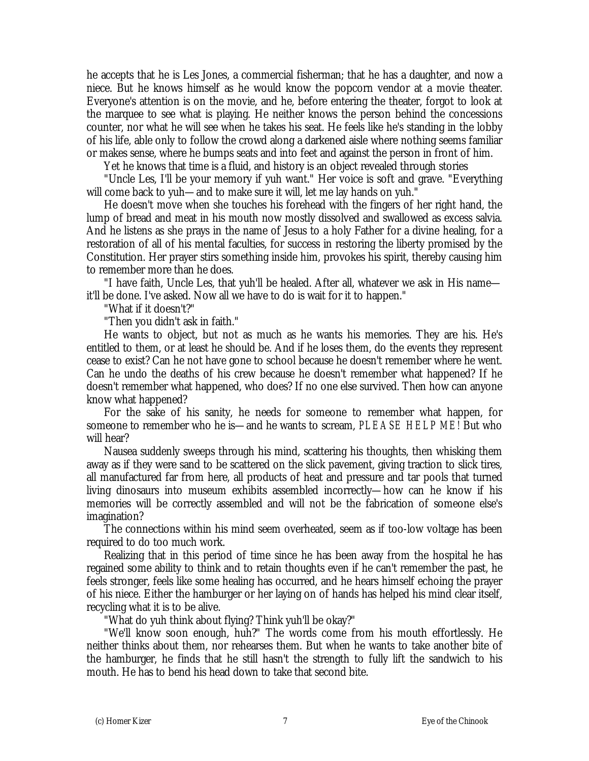he accepts that he is Les Jones, a commercial fisherman; that he has a daughter, and now a niece. But he knows himself as he would know the popcorn vendor at a movie theater. Everyone's attention is on the movie, and he, before entering the theater, forgot to look at the marquee to see what is playing. He neither knows the person behind the concessions counter, nor what he will see when he takes his seat. He feels like he's standing in the lobby of his life, able only to follow the crowd along a darkened aisle where nothing seems familiar or makes sense, where he bumps seats and into feet and against the person in front of him.

Yet he knows that time is a fluid, and history is an object revealed through stories

"Uncle Les, I'll be your memory if yuh want." Her voice is soft and grave. "Everything will come back to yuh—and to make sure it will, let me lay hands on yuh."

He doesn't move when she touches his forehead with the fingers of her right hand, the lump of bread and meat in his mouth now mostly dissolved and swallowed as excess salvia. And he listens as she prays in the name of Jesus to a holy Father for a divine healing, for a restoration of all of his mental faculties, for success in restoring the liberty promised by the Constitution. Her prayer stirs something inside him, provokes his spirit, thereby causing him to remember more than he does.

"I have faith, Uncle Les, that yuh'll be healed. After all, whatever we ask in His name—it'll be done. I've asked. Now all we have to do is wait for it to happen."

"What if it doesn't?"

"Then you didn't ask in faith."

He wants to object, but not as much as he wants his memories. They are his. He's entitled to them, or at least he should be. And if he loses them, do the events they represent cease to exist? Can he not have gone to school because he doesn't remember where he went. Can he undo the deaths of his crew because he doesn't remember what happened? If he doesn't remember what happened, who does? If no one else survived. Then how can anyone know what happened?

For the sake of his sanity, he needs for someone to remember what happen, for someone to remember who he is—and he wants to scream, *PLEASE HELP ME!* But who will hear?

Nausea suddenly sweeps through his mind, scattering his thoughts, then whisking them away as if they were sand to be scattered on the slick pavement, giving traction to slick tires, all manufactured far from here, all products of heat and pressure and tar pools that turned living dinosaurs into museum exhibits assembled incorrectly—how can he know if his memories will be correctly assembled and will not be the fabrication of someone else's imagination?

The connections within his mind seem overheated, seem as if too-low voltage has been required to do too much work.

Realizing that in this period of time since he has been away from the hospital he has regained some ability to think and to retain thoughts even if he can't remember the past, he feels stronger, feels like some healing has occurred, and he hears himself echoing the prayer of his niece. Either the hamburger or her laying on of hands has helped his mind clear itself, recycling what it is to be alive.

"What do yuh think about flying? Think yuh'll be okay?"

"We'll know soon enough, huh?" The words come from his mouth effortlessly. He neither thinks about them, nor rehearses them. But when he wants to take another bite of the hamburger, he finds that he still hasn't the strength to fully lift the sandwich to his mouth. He has to bend his head down to take that second bite.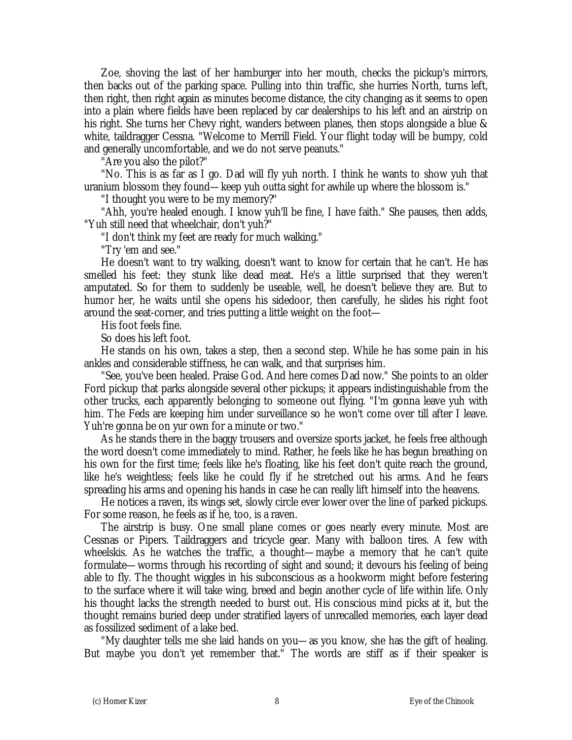Zoe, shoving the last of her hamburger into her mouth, checks the pickup's mirrors, then backs out of the parking space. Pulling into thin traffic, she hurries North, turns left, then right, then right again as minutes become distance, the city changing as it seems to open into a plain where fields have been replaced by car dealerships to his left and an airstrip on his right. She turns her Chevy right, wanders between planes, then stops alongside a blue & white, taildragger Cessna. "Welcome to Merrill Field. Your flight today will be bumpy, cold and generally uncomfortable, and we do not serve peanuts."

"Are you also the pilot?"

"No. This is as far as I go. Dad will fly yuh north. I think he wants to show yuh that uranium blossom they found—keep yuh outta sight for awhile up where the blossom is."

"I thought you were to be my memory?"

"Ahh, you're healed enough. I know yuh'll be fine, I have faith." She pauses, then adds, "Yuh still need that wheelchair, don't yuh?"

"I don't think my feet are ready for much walking."

"Try 'em and see."

He doesn't want to try walking, doesn't want to know for certain that he can't. He has smelled his feet: they stunk like dead meat. He's a little surprised that they weren't amputated. So for them to suddenly be useable, well, he doesn't believe they are. But to humor her, he waits until she opens his sidedoor, then carefully, he slides his right foot around the seat-corner, and tries putting a little weight on the foot—

His foot feels fine.

So does his left foot.

He stands on his own, takes a step, then a second step. While he has some pain in his ankles and considerable stiffness, he can walk, and that surprises him.

"See, you've been healed. Praise God. And here comes Dad now." She points to an older Ford pickup that parks alongside several other pickups; it appears indistinguishable from the other trucks, each apparently belonging to someone out flying. "I'm gonna leave yuh with him. The Feds are keeping him under surveillance so he won't come over till after I leave. Yuh're gonna be on yur own for a minute or two."

As he stands there in the baggy trousers and oversize sports jacket, he feels free although the word doesn't come immediately to mind. Rather, he feels like he has begun breathing on his own for the first time; feels like he's floating, like his feet don't quite reach the ground, like he's weightless; feels like he could fly if he stretched out his arms. And he fears spreading his arms and opening his hands in case he can really lift himself into the heavens.

He notices a raven, its wings set, slowly circle ever lower over the line of parked pickups. For some reason, he feels as if he, too, is a raven.

The airstrip is busy. One small plane comes or goes nearly every minute. Most are Cessnas or Pipers. Taildraggers and tricycle gear. Many with balloon tires. A few with wheelskis. As he watches the traffic, a thought—maybe a memory that he can't quite formulate—worms through his recording of sight and sound; it devours his feeling of being able to fly. The thought wiggles in his subconscious as a hookworm might before festering to the surface where it will take wing, breed and begin another cycle of life within life. Only his thought lacks the strength needed to burst out. His conscious mind picks at it, but the thought remains buried deep under stratified layers of unrecalled memories, each layer dead as fossilized sediment of a lake bed.

"My daughter tells me she laid hands on you—as you know, she has the gift of healing. But maybe you don't yet remember that." The words are stiff as if their speaker is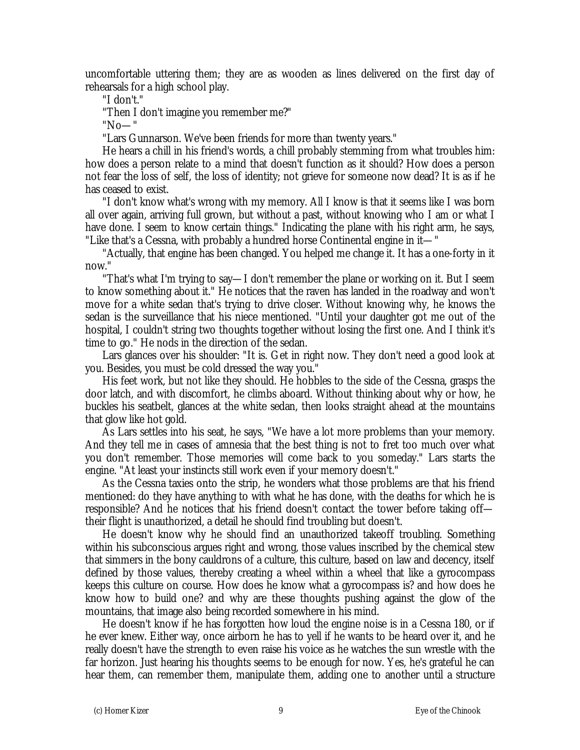uncomfortable uttering them; they are as wooden as lines delivered on the first day of rehearsals for a high school play.

"I don't."

"Then I don't imagine you remember me?"

"No— "

"Lars Gunnarson. We've been friends for more than twenty years."

He hears a chill in his friend's words, a chill probably stemming from what troubles him: how does a person relate to a mind that doesn't function as it should? How does a person not fear the loss of self, the loss of identity; not grieve for someone now dead? It is as if he has ceased to exist.

"I don't know what's wrong with my memory. All I know is that it seems like I was born all over again, arriving full grown, but without a past, without knowing who I am or what I have done. I seem to know certain things." Indicating the plane with his right arm, he says, "Like that's a Cessna, with probably a hundred horse Continental engine in it— "

"Actually, that engine has been changed. You helped me change it. It has a one-forty in it now."

"That's what I'm trying to say—I don't remember the plane or working on it. But I seem to know something about it." He notices that the raven has landed in the roadway and won't move for a white sedan that's trying to drive closer. Without knowing why, he knows the sedan is the surveillance that his niece mentioned. "Until your daughter got me out of the hospital, I couldn't string two thoughts together without losing the first one. And I think it's time to go." He nods in the direction of the sedan.

Lars glances over his shoulder: "It is. Get in right now. They don't need a good look at you. Besides, you must be cold dressed the way you."

His feet work, but not like they should. He hobbles to the side of the Cessna, grasps the door latch, and with discomfort, he climbs aboard. Without thinking about why or how, he buckles his seatbelt, glances at the white sedan, then looks straight ahead at the mountains that glow like hot gold.

As Lars settles into his seat, he says, "We have a lot more problems than your memory. And they tell me in cases of amnesia that the best thing is not to fret too much over what you don't remember. Those memories will come back to you someday." Lars starts the engine. "At least your instincts still work even if your memory doesn't."

As the Cessna taxies onto the strip, he wonders what those problems are that his friend mentioned: do they have anything to with what he has done, with the deaths for which he is responsible? And he notices that his friend doesn't contact the tower before taking off—their flight is unauthorized, a detail he should find troubling but doesn't.

He doesn't know why he should find an unauthorized takeoff troubling. Something within his subconscious argues right and wrong, those values inscribed by the chemical stew that simmers in the bony cauldrons of a culture, this culture, based on law and decency, itself defined by those values, thereby creating a wheel within a wheel that like a gyrocompass keeps this culture on course. How does he know what a gyrocompass is? and how does he know how to build one? and why are these thoughts pushing against the glow of the mountains, that image also being recorded somewhere in his mind.

He doesn't know if he has forgotten how loud the engine noise is in a Cessna 180, or if he ever knew. Either way, once airborn he has to yell if he wants to be heard over it, and he really doesn't have the strength to even raise his voice as he watches the sun wrestle with the far horizon. Just hearing his thoughts seems to be enough for now. Yes, he's grateful he can hear them, can remember them, manipulate them, adding one to another until a structure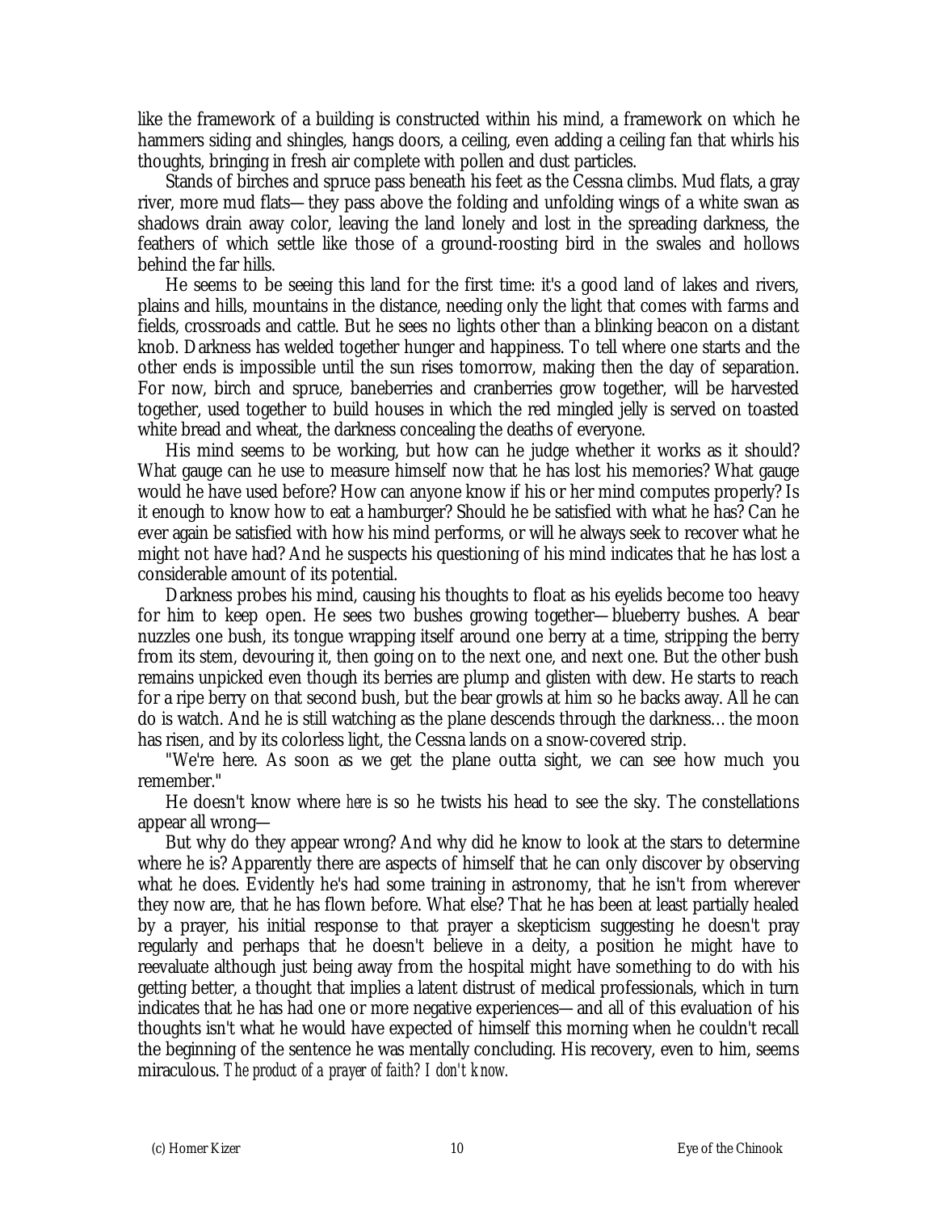like the framework of a building is constructed within his mind, a framework on which he hammers siding and shingles, hangs doors, a ceiling, even adding a ceiling fan that whirls his thoughts, bringing in fresh air complete with pollen and dust particles.

Stands of birches and spruce pass beneath his feet as the Cessna climbs. Mud flats, a gray river, more mud flats—they pass above the folding and unfolding wings of a white swan as shadows drain away color, leaving the land lonely and lost in the spreading darkness, the feathers of which settle like those of a ground-roosting bird in the swales and hollows behind the far hills.

He seems to be seeing this land for the first time: it's a good land of lakes and rivers, plains and hills, mountains in the distance, needing only the light that comes with farms and fields, crossroads and cattle. But he sees no lights other than a blinking beacon on a distant knob. Darkness has welded together hunger and happiness. To tell where one starts and the other ends is impossible until the sun rises tomorrow, making then the day of separation. For now, birch and spruce, baneberries and cranberries grow together, will be harvested together, used together to build houses in which the red mingled jelly is served on toasted white bread and wheat, the darkness concealing the deaths of everyone.

His mind seems to be working, but how can he judge whether it works as it should? What gauge can he use to measure himself now that he has lost his memories? What gauge would he have used before? How can anyone know if his or her mind computes properly? Is it enough to know how to eat a hamburger? Should he be satisfied with what he has? Can he ever again be satisfied with how his mind performs, or will he always seek to recover what he might not have had? And he suspects his questioning of his mind indicates that he has lost a considerable amount of its potential.

Darkness probes his mind, causing his thoughts to float as his eyelids become too heavy for him to keep open. He sees two bushes growing together—blueberry bushes. A bear nuzzles one bush, its tongue wrapping itself around one berry at a time, stripping the berry from its stem, devouring it, then going on to the next one, and next one. But the other bush remains unpicked even though its berries are plump and glisten with dew. He starts to reach for a ripe berry on that second bush, but the bear growls at him so he backs away. All he can do is watch. And he is still watching as the plane descends through the darkness… the moon has risen, and by its colorless light, the Cessna lands on a snow-covered strip.

"We're here. As soon as we get the plane outta sight, we can see how much you remember."

He doesn't know where *here* is so he twists his head to see the sky. The constellations appear all wrong—

But why do they appear wrong? And why did he know to look at the stars to determine where he is? Apparently there are aspects of himself that he can only discover by observing what he does. Evidently he's had some training in astronomy, that he isn't from wherever they now are, that he has flown before. What else? That he has been at least partially healed by a prayer, his initial response to that prayer a skepticism suggesting he doesn't pray regularly and perhaps that he doesn't believe in a deity, a position he might have to reevaluate although just being away from the hospital might have something to do with his getting better, a thought that implies a latent distrust of medical professionals, which in turn indicates that he has had one or more negative experiences—and all of this evaluation of his thoughts isn't what he would have expected of himself this morning when he couldn't recall the beginning of the sentence he was mentally concluding. His recovery, even to him, seems miraculous. *The product of a prayer of faith? I don't know.*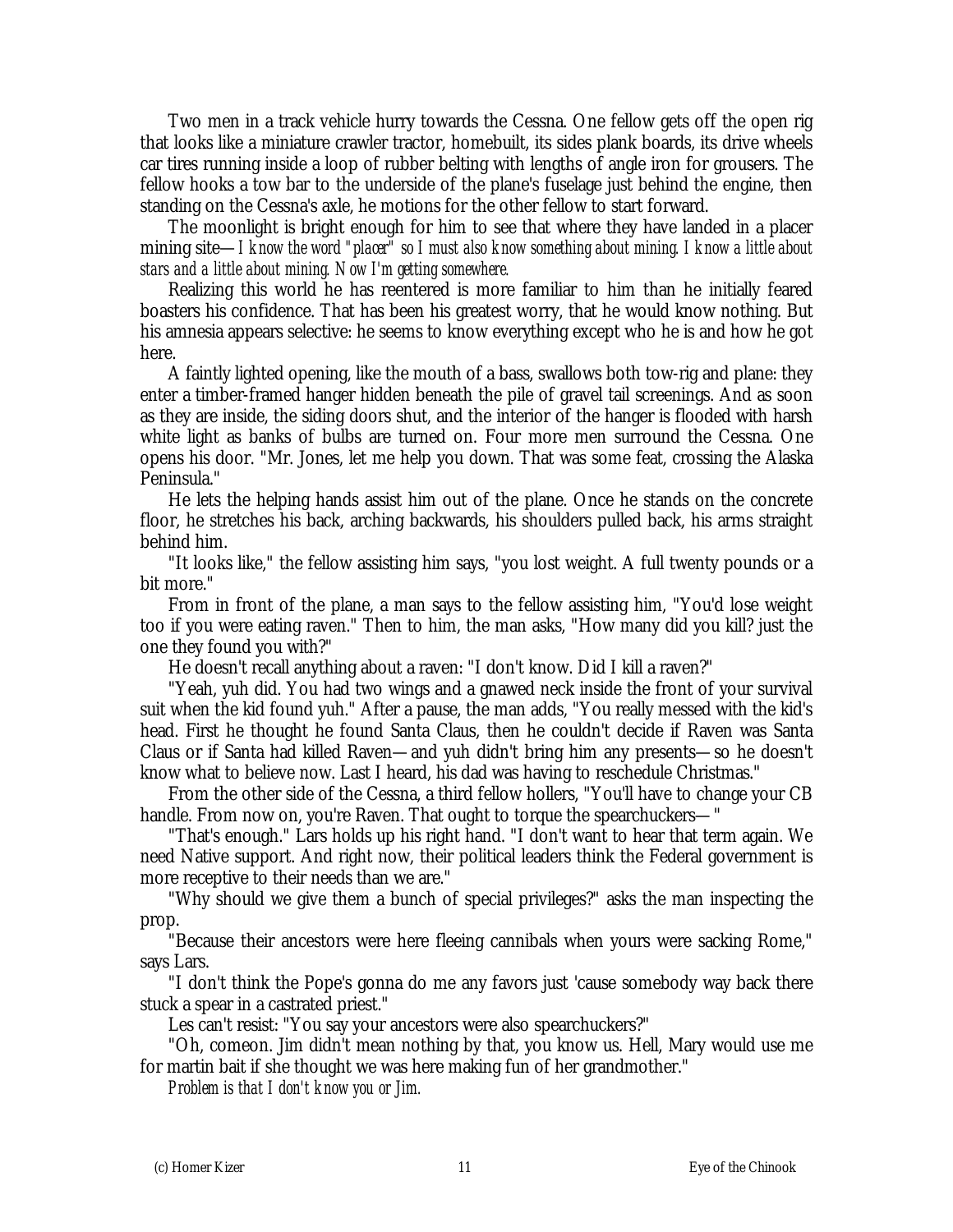Two men in a track vehicle hurry towards the Cessna. One fellow gets off the open rig that looks like a miniature crawler tractor, homebuilt, its sides plank boards, its drive wheels car tires running inside a loop of rubber belting with lengths of angle iron for grousers. The fellow hooks a tow bar to the underside of the plane's fuselage just behind the engine, then standing on the Cessna's axle, he motions for the other fellow to start forward.

The moonlight is bright enough for him to see that where they have landed in a placer mining site—*I know the word "placer" so I must also know something about mining. I know a little about stars and a little about mining. Now I'm getting somewhere.*

Realizing this world he has reentered is more familiar to him than he initially feared boasters his confidence. That has been his greatest worry, that he would know nothing. But his amnesia appears selective: he seems to know everything except who he is and how he got here.

A faintly lighted opening, like the mouth of a bass, swallows both tow-rig and plane: they enter a timber-framed hanger hidden beneath the pile of gravel tail screenings. And as soon as they are inside, the siding doors shut, and the interior of the hanger is flooded with harsh white light as banks of bulbs are turned on. Four more men surround the Cessna. One opens his door. "Mr. Jones, let me help you down. That was some feat, crossing the Alaska Peninsula."

He lets the helping hands assist him out of the plane. Once he stands on the concrete floor, he stretches his back, arching backwards, his shoulders pulled back, his arms straight behind him.

"It looks like," the fellow assisting him says, "you lost weight. A full twenty pounds or a bit more."

From in front of the plane, a man says to the fellow assisting him, "You'd lose weight too if you were eating raven." Then to him, the man asks, "How many did you kill? just the one they found you with?"

He doesn't recall anything about a raven: "I don't know. Did I kill a raven?"

"Yeah, yuh did. You had two wings and a gnawed neck inside the front of your survival suit when the kid found yuh." After a pause, the man adds, "You really messed with the kid's head. First he thought he found Santa Claus, then he couldn't decide if Raven was Santa Claus or if Santa had killed Raven—and yuh didn't bring him any presents—so he doesn't know what to believe now. Last I heard, his dad was having to reschedule Christmas."

From the other side of the Cessna, a third fellow hollers, "You'll have to change your CB handle. From now on, you're Raven. That ought to torque the spearchuckers— "

"That's enough." Lars holds up his right hand. "I don't want to hear that term again. We need Native support. And right now, their political leaders think the Federal government is more receptive to their needs than we are."

"Why should we give them a bunch of special privileges?" asks the man inspecting the prop.

"Because their ancestors were here fleeing cannibals when yours were sacking Rome," says Lars.

"I don't think the Pope's gonna do me any favors just 'cause somebody way back there stuck a spear in a castrated priest."

Les can't resist: "You say your ancestors were also spearchuckers?"

"Oh, comeon. Jim didn't mean nothing by that, you know us. Hell, Mary would use me for martin bait if she thought we was here making fun of her grandmother."

*Problem is that I don't know you or Jim.*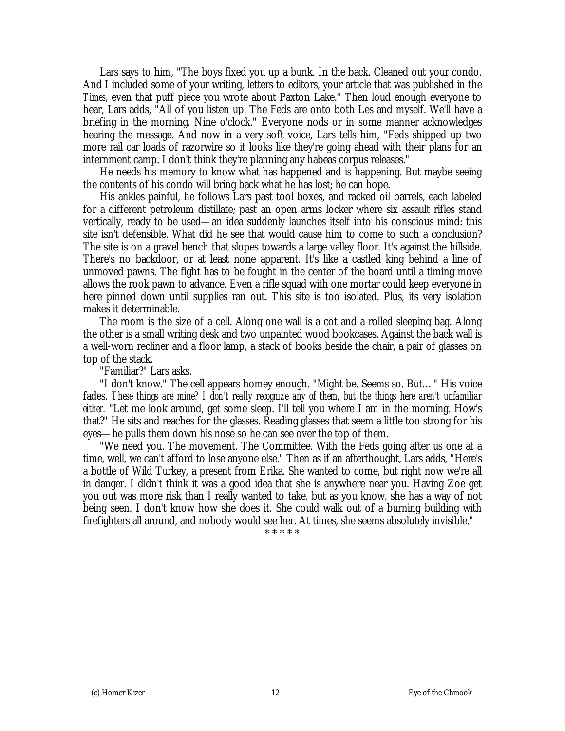Lars says to him, "The boys fixed you up a bunk. In the back. Cleaned out your condo. And I included some of your writing, letters to editors, your article that was published in the *Times*, even that puff piece you wrote about Paxton Lake." Then loud enough everyone to hear, Lars adds, "All of you listen up. The Feds are onto both Les and myself. We'll have a briefing in the morning. Nine o'clock." Everyone nods or in some manner acknowledges hearing the message. And now in a very soft voice, Lars tells him, "Feds shipped up two more rail car loads of razorwire so it looks like they're going ahead with their plans for an internment camp. I don't think they're planning any habeas corpus releases."

He needs his memory to know what has happened and is happening. But maybe seeing the contents of his condo will bring back what he has lost; he can hope.

His ankles painful, he follows Lars past tool boxes, and racked oil barrels, each labeled for a different petroleum distillate; past an open arms locker where six assault rifles stand vertically, ready to be used—an idea suddenly launches itself into his conscious mind: this site isn't defensible. What did he see that would cause him to come to such a conclusion? The site is on a gravel bench that slopes towards a large valley floor. It's against the hillside. There's no backdoor, or at least none apparent. It's like a castled king behind a line of unmoved pawns. The fight has to be fought in the center of the board until a timing move allows the rook pawn to advance. Even a rifle squad with one mortar could keep everyone in here pinned down until supplies ran out. This site is too isolated. Plus, its very isolation makes it determinable.

The room is the size of a cell. Along one wall is a cot and a rolled sleeping bag. Along the other is a small writing desk and two unpainted wood bookcases. Against the back wall is a well-worn recliner and a floor lamp, a stack of books beside the chair, a pair of glasses on top of the stack.

"Familiar?" Lars asks.

"I don't know." The cell appears homey enough. "Might be. Seems so. But…" His voice fades. *These things are mine? I don't really recognize any of them, but the things here aren't unfamiliar either.* "Let me look around, get some sleep. I'll tell you where I am in the morning. How's that?" He sits and reaches for the glasses. Reading glasses that seem a little too strong for his eyes—he pulls them down his nose so he can see over the top of them.

"We need you. The movement. The Committee. With the Feds going after us one at a time, well, we can't afford to lose anyone else." Then as if an afterthought, Lars adds, "Here's a bottle of Wild Turkey, a present from Erika. She wanted to come, but right now we're all in danger. I didn't think it was a good idea that she is anywhere near you. Having Zoe get you out was more risk than I really wanted to take, but as you know, she has a way of not being seen. I don't know how she does it. She could walk out of a burning building with firefighters all around, and nobody would see her. At times, she seems absolutely invisible."

* * * * *